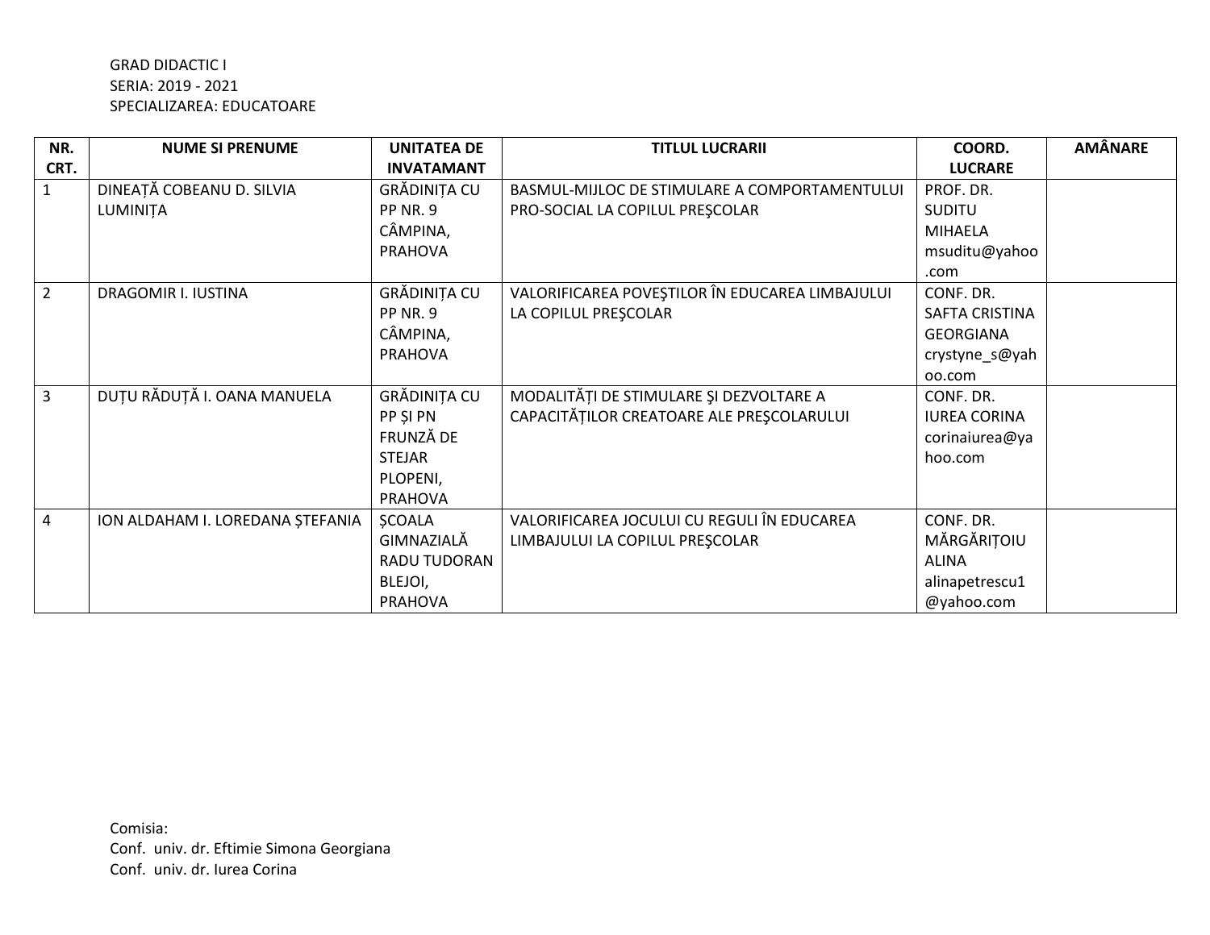GRAD DIDACTIC I
SERIA: 2019 - 2021
SPECIALIZAREA: EDUCATOARE

| NR. CRT. | NUME SI PRENUME | UNITATEA DE INVATAMANT | TITLUL LUCRARII | COORD. LUCRARE | AMÂNARE |
|---|---|---|---|---|---|
| 1 | DINEAȚĂ COBEANU D. SILVIA LUMINIȚA | GRĂDINIȚA CU PP NR. 9 CÂMPINA, PRAHOVA | BASMUL-MIJLOC DE STIMULARE A COMPORTAMENTULUI PRO-SOCIAL LA COPILUL PREŞCOLAR | PROF. DR. SUDITU MIHAELA msuditu@yahoo.com | |
| 2 | DRAGOMIR I. IUSTINA | GRĂDINIȚA CU PP NR. 9 CÂMPINA, PRAHOVA | VALORIFICAREA POVEŞTILOR ÎN EDUCAREA LIMBAJULUI LA COPILUL PREŞCOLAR | CONF. DR. SAFTA CRISTINA GEORGIANA crystyne_s@yahoo.com | |
| 3 | DUȚU RĂDUȚĂ I. OANA MANUELA | GRĂDINIȚA CU PP ȘI PN FRUNZĂ DE STEJAR PLOPENI, PRAHOVA | MODALITĂȚI DE STIMULARE ŞI DEZVOLTARE A CAPACITĂȚILOR CREATOARE ALE PREŞCOLARULUI | CONF. DR. IUREA CORINA corinaiurea@yahoo.com | |
| 4 | ION ALDAHAM I. LOREDANA ȘTEFANIA | ȘCOALA GIMNAZIALĂ RADU TUDORAN BLEJOI, PRAHOVA | VALORIFICAREA JOCULUI CU REGULI ÎN EDUCAREA LIMBAJULUI LA COPILUL PREŞCOLAR | CONF. DR. MĂRGĂRIȚOIU ALINA alinapetrescu1@yahoo.com | |

Comisia:
Conf. univ. dr. Eftimie Simona Georgiana
Conf. univ. dr. Iurea Corina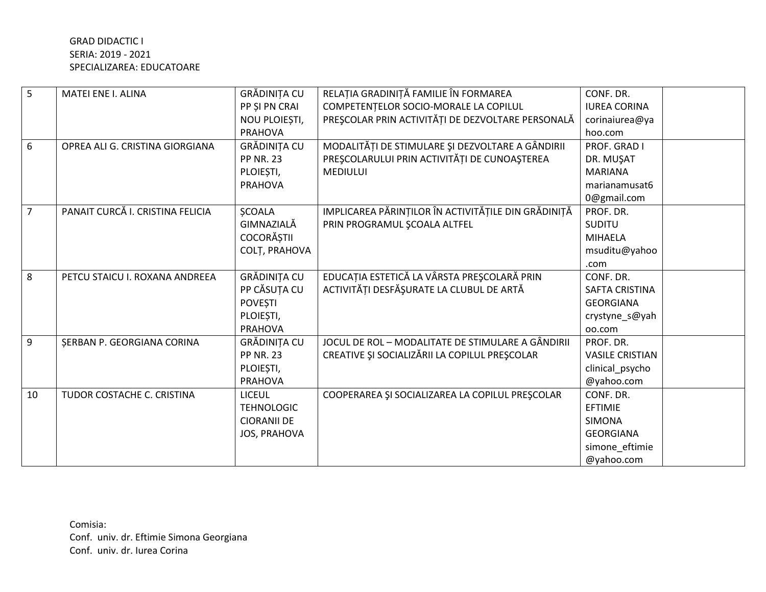GRAD DIDACTIC I
SERIA: 2019 - 2021
SPECIALIZAREA: EDUCATOARE

| | | | | | |
|---|---|---|---|---|---|
| 5 | MATEI ENE I. ALINA | GRĂDINIȚA CU PP ȘI PN CRAI NOU PLOIEȘTI, PRAHOVA | RELAȚIA GRADINIȚĂ FAMILIE ÎN FORMAREA COMPETENȚELOR SOCIO-MORALE LA COPILUL PREŞCOLAR PRIN ACTIVITĂȚI DE DEZVOLTARE PERSONALĂ | CONF. DR. IUREA CORINA corinaiurea@yahoo.com | |
| 6 | OPREA ALI G. CRISTINA GIORGIANA | GRĂDINIȚA CU PP NR. 23 PLOIEȘTI, PRAHOVA | MODALITĂȚI DE STIMULARE ŞI DEZVOLTARE A GÂNDIRII PREŞCOLARULUI PRIN ACTIVITĂȚI DE CUNOAŞTEREA MEDIULUI | PROF. GRAD I DR. MUŞAT MARIANA marianamusat60@gmail.com | |
| 7 | PANAIT CURCĂ I. CRISTINA FELICIA | ȘCOALA GIMNAZIALĂ COCORĂȘTII COLȚ, PRAHOVA | IMPLICAREA PĂRINȚILOR ÎN ACTIVITĂȚILE DIN GRĂDINIȚĂ PRIN PROGRAMUL ŞCOALA ALTFEL | PROF. DR. SUDITU MIHAELA msuditu@yahoo.com | |
| 8 | PETCU STAICU I. ROXANA ANDREEA | GRĂDINIȚA CU PP CĂSUȚA CU POVEȘTI PLOIEȘTI, PRAHOVA | EDUCAȚIA ESTETICĂ LA VÂRSTA PREŞCOLARĂ PRIN ACTIVITĂȚI DESFĂŞURATE LA CLUBUL DE ARTĂ | CONF. DR. SAFTA CRISTINA GEORGIANA crystyne_s@yahoo.com | |
| 9 | ȘERBAN P. GEORGIANA CORINA | GRĂDINIȚA CU PP NR. 23 PLOIEȘTI, PRAHOVA | JOCUL DE ROL – MODALITATE DE STIMULARE A GÂNDIRII CREATIVE ŞI SOCIALIZĂRII LA COPILUL PREŞCOLAR | PROF. DR. VASILE CRISTIAN clinical_psycho@yahoo.com | |
| 10 | TUDOR COSTACHE C. CRISTINA | LICEUL TEHNOLOGIC CIORANII DE JOS, PRAHOVA | COOPERAREA ŞI SOCIALIZAREA LA COPILUL PREŞCOLAR | CONF. DR. EFTIMIE SIMONA GEORGIANA simone_eftimie@yahoo.com | |

Comisia:
Conf. univ. dr. Eftimie Simona Georgiana
Conf. univ. dr. Iurea Corina